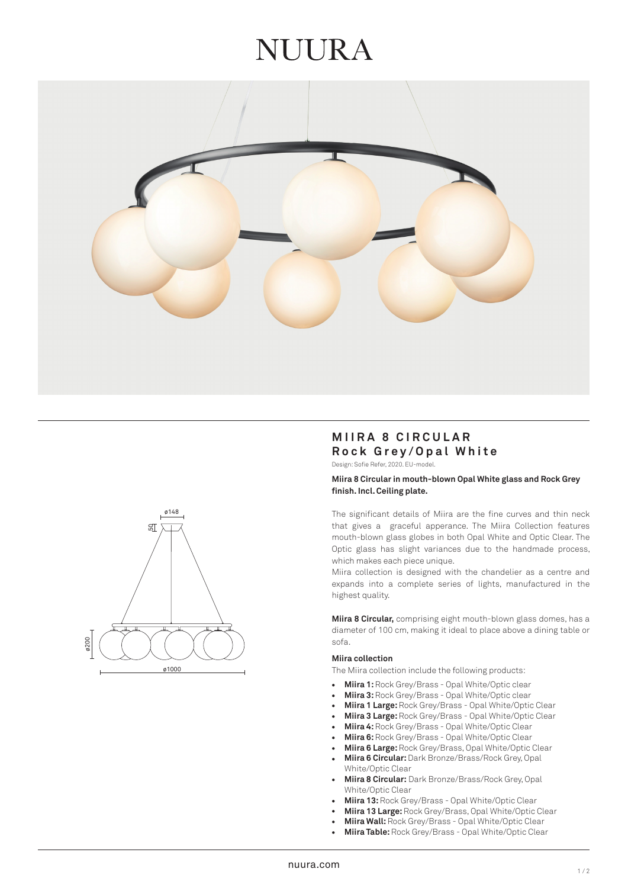# NUURA

## MIIRA 8 CIRCULAR
### Rock Grey/Opal White

Design: Sofie Refer, 2020. EU-model.

**Miira 8 Circular in mouth-blown Opal White glass and Rock Grey finish. Incl. Ceiling plate.**

The significant details of Miira are the fine curves and thin neck that gives a graceful apperance. The Miira Collection features mouth-blown glass globes in both Opal White and Optic Clear. The Optic glass has slight variances due to the handmade process, which makes each piece unique.

Miira collection is designed with the chandelier as a centre and expands into a complete series of lights, manufactured in the highest quality.

**Miira 8 Circular,** comprising eight mouth-blown glass domes, has a diameter of 100 cm, making it ideal to place above a dining table or sofa.

**Miira collection**

The Miira collection include the following products:

- **Miira 1:** Rock Grey/Brass - Opal White/Optic clear
- **Miira 3:** Rock Grey/Brass - Opal White/Optic clear
- **Miira 1 Large:** Rock Grey/Brass - Opal White/Optic Clear
- **Miira 3 Large:** Rock Grey/Brass - Opal White/Optic Clear
- **Miira 4:** Rock Grey/Brass - Opal White/Optic Clear
- **Miira 6:** Rock Grey/Brass - Opal White/Optic Clear
- **Miira 6 Large:** Rock Grey/Brass, Opal White/Optic Clear
- **Miira 6 Circular:** Dark Bronze/Brass/Rock Grey, Opal White/Optic Clear
- **Miira 8 Circular:** Dark Bronze/Brass/Rock Grey, Opal White/Optic Clear
- **Miira 13:** Rock Grey/Brass - Opal White/Optic Clear
- **Miira 13 Large:** Rock Grey/Brass, Opal White/Optic Clear
- **Miira Wall:** Rock Grey/Brass - Opal White/Optic Clear
- **Miira Table:** Rock Grey/Brass - Opal White/Optic Clear

nuura.com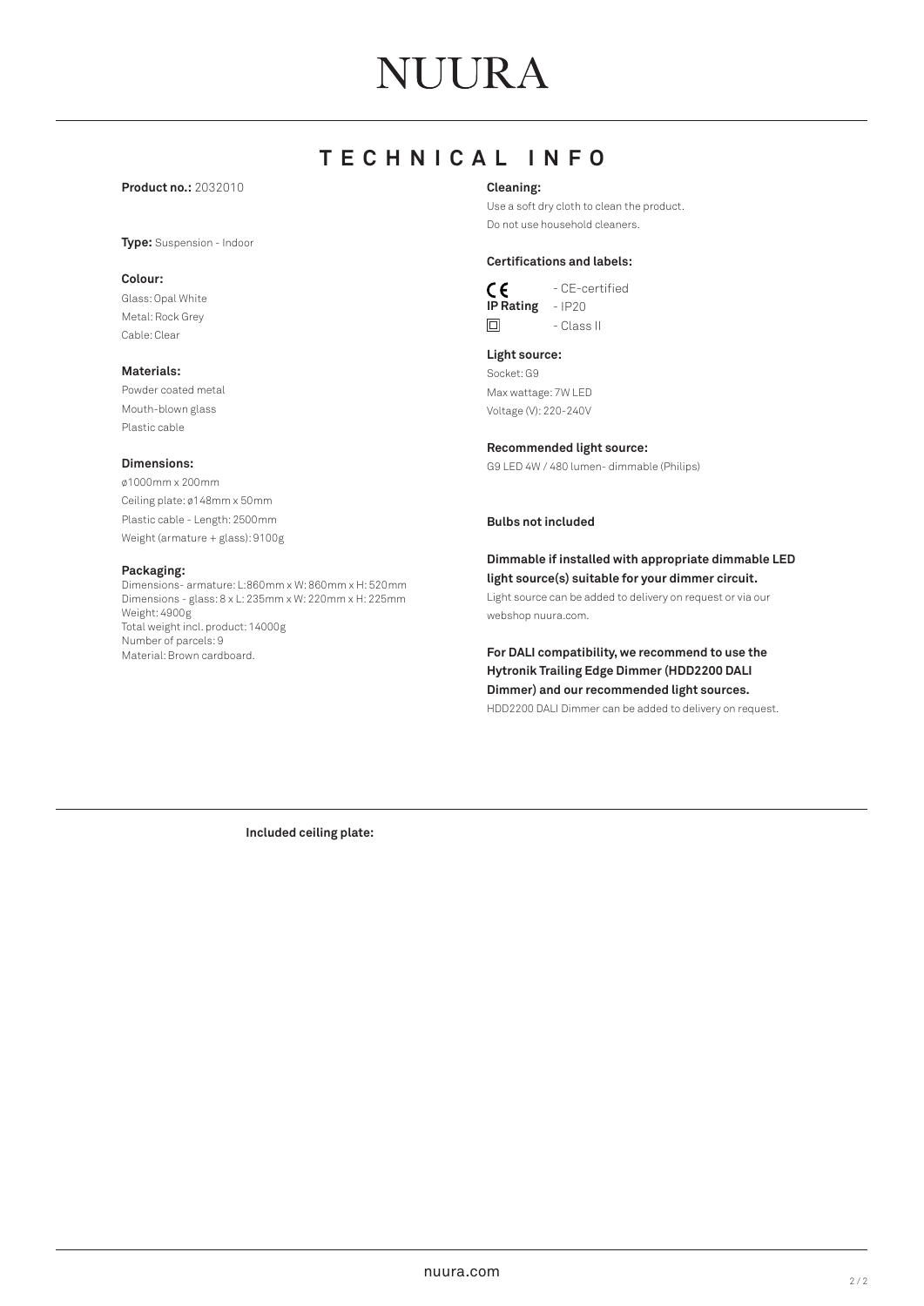# NUURA

## TECHNICAL INFO

**Product no.:** 2032010

**Type:** Suspension - Indoor

**Colour:**
Glass: Opal White
Metal: Rock Grey
Cable: Clear

**Materials:**
Powder coated metal
Mouth-blown glass
Plastic cable

**Dimensions:**
ø1000mm x 200mm
Ceiling plate: ø148mm x 50mm
Plastic cable - Length: 2500mm
Weight (armature + glass): 9100g

**Packaging:**
Dimensions- armature: L:860mm x W: 860mm x H: 520mm
Dimensions - glass: 8 x L: 235mm x W: 220mm x H: 225mm
Weight: 4900g
Total weight incl. product: 14000g
Number of parcels: 9
Material: Brown cardboard.

**Cleaning:**
Use a soft dry cloth to clean the product.
Do not use household cleaners.

**Certifications and labels:**
CE - CE-certified
**IP Rating** - IP20
⧈ - Class II

**Light source:**
Socket: G9
Max wattage: 7W LED
Voltage (V): 220-240V

**Recommended light source:**
G9 LED 4W / 480 lumen- dimmable (Philips)

**Bulbs not included**

**Dimmable if installed with appropriate dimmable LED light source(s) suitable for your dimmer circuit.**
Light source can be added to delivery on request or via our webshop nuura.com.

**For DALI compatibility, we recommend to use the Hytronik Trailing Edge Dimmer (HDD2200 DALI Dimmer) and our recommended light sources.**
HDD2200 DALI Dimmer can be added to delivery on request.

**Included ceiling plate:**

nuura.com